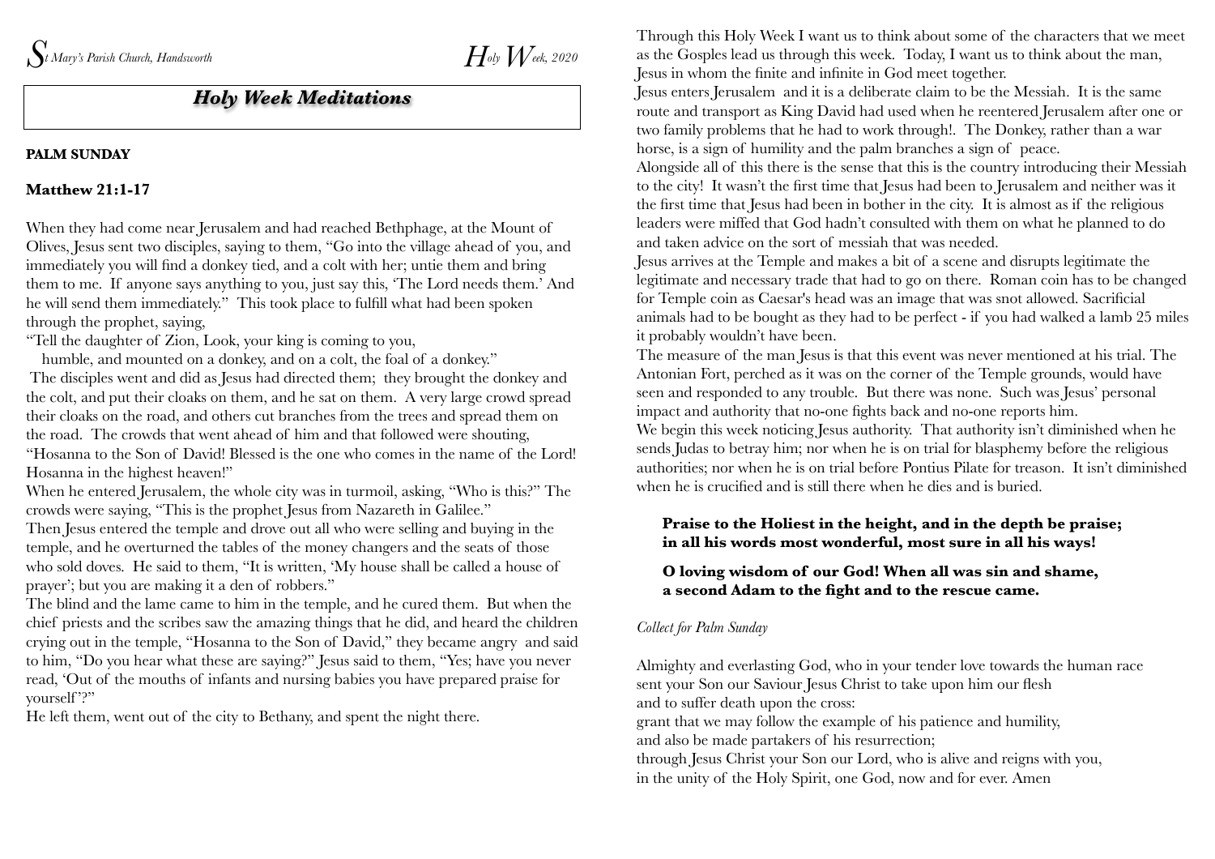# Holy Week Meditations

## PALM SUNDAY

### Matthew 21:1-17

When they had come near Jerusalem and had reached Bethphage, at the Mount of Olives, Jesus sent two disciples, saying to them, "Go into the village ahead of you, and immediately you will find a donkey tied, and a colt with her; untie them and bring them to me. If anyone says anything to you, just say this, 'The Lord needs them.' And he will send them immediately." This took place to fulfill what had been spoken through the prophet, saying,

"Tell the daughter of Zion, Look, your king is coming to you,

humble, and mounted on a donkey, and on a colt, the foal of a donkey."

The disciples went and did as Jesus had directed them; they brought the donkey and the colt, and put their cloaks on them, and he sat on them. A very large crowd spread their cloaks on the road, and others cut branches from the trees and spread them on the road. The crowds that went ahead of him and that followed were shouting, "Hosanna to the Son of David! Blessed is the one who comes in the name of the Lord! Hosanna in the highest heaven!"

When he entered Jerusalem, the whole city was in turmoil, asking, "Who is this?" The crowds were saying, "This is the prophet Jesus from Nazareth in Galilee."

Then Jesus entered the temple and drove out all who were selling and buying in the temple, and he overturned the tables of the money changers and the seats of those who sold doves. He said to them, "It is written, 'My house shall be called a house of prayer'; but you are making it a den of robbers."

The blind and the lame came to him in the temple, and he cured them. But when the chief priests and the scribes saw the amazing things that he did, and heard the children crying out in the temple, "Hosanna to the Son of David," they became angry and said to him, "Do you hear what these are saying?" Jesus said to them, "Yes; have you never read, 'Out of the mouths of infants and nursing babies you have prepared praise for yourself'?"

He left them, went out of the city to Bethany, and spent the night there.

Through this Holy Week I want us to think about some of the characters that we meet as the Gosples lead us through this week. Today, I want us to think about the man, Jesus in whom the finite and infinite in God meet together.

Jesus enters Jerusalem and it is a deliberate claim to be the Messiah. It is the same route and transport as King David had used when he reentered Jerusalem after one or two family problems that he had to work through!. The Donkey, rather than a war horse, is a sign of humility and the palm branches a sign of peace.

Alongside all of this there is the sense that this is the country introducing their Messiah to the city! It wasn't the first time that Jesus had been to Jerusalem and neither was it the first time that Jesus had been in bother in the city. It is almost as if the religious leaders were miffed that God hadn't consulted with them on what he planned to do and taken advice on the sort of messiah that was needed.

Jesus arrives at the Temple and makes a bit of a scene and disrupts legitimate the legitimate and necessary trade that had to go on there. Roman coin has to be changed for Temple coin as Caesar's head was an image that was snot allowed. Sacrificial animals had to be bought as they had to be perfect - if you had walked a lamb 25 miles it probably wouldn't have been.

The measure of the man Jesus is that this event was never mentioned at his trial. The Antonian Fort, perched as it was on the corner of the Temple grounds, would have seen and responded to any trouble. But there was none. Such was Jesus' personal impact and authority that no-one fights back and no-one reports him.

We begin this week noticing Jesus authority. That authority isn't diminished when he sends Judas to betray him; nor when he is on trial for blasphemy before the religious authorities; nor when he is on trial before Pontius Pilate for treason. It isn't diminished when he is crucified and is still there when he dies and is buried.

**Praise to the Holiest in the height, and in the depth be praise;**
**in all his words most wonderful, most sure in all his ways!**

**O loving wisdom of our God! When all was sin and shame,**
**a second Adam to the fight and to the rescue came.**

*Collect for Palm Sunday*

Almighty and everlasting God, who in your tender love towards the human race
sent your Son our Saviour Jesus Christ to take upon him our flesh
and to suffer death upon the cross:
grant that we may follow the example of his patience and humility,
and also be made partakers of his resurrection;
through Jesus Christ your Son our Lord, who is alive and reigns with you,
in the unity of the Holy Spirit, one God, now and for ever. Amen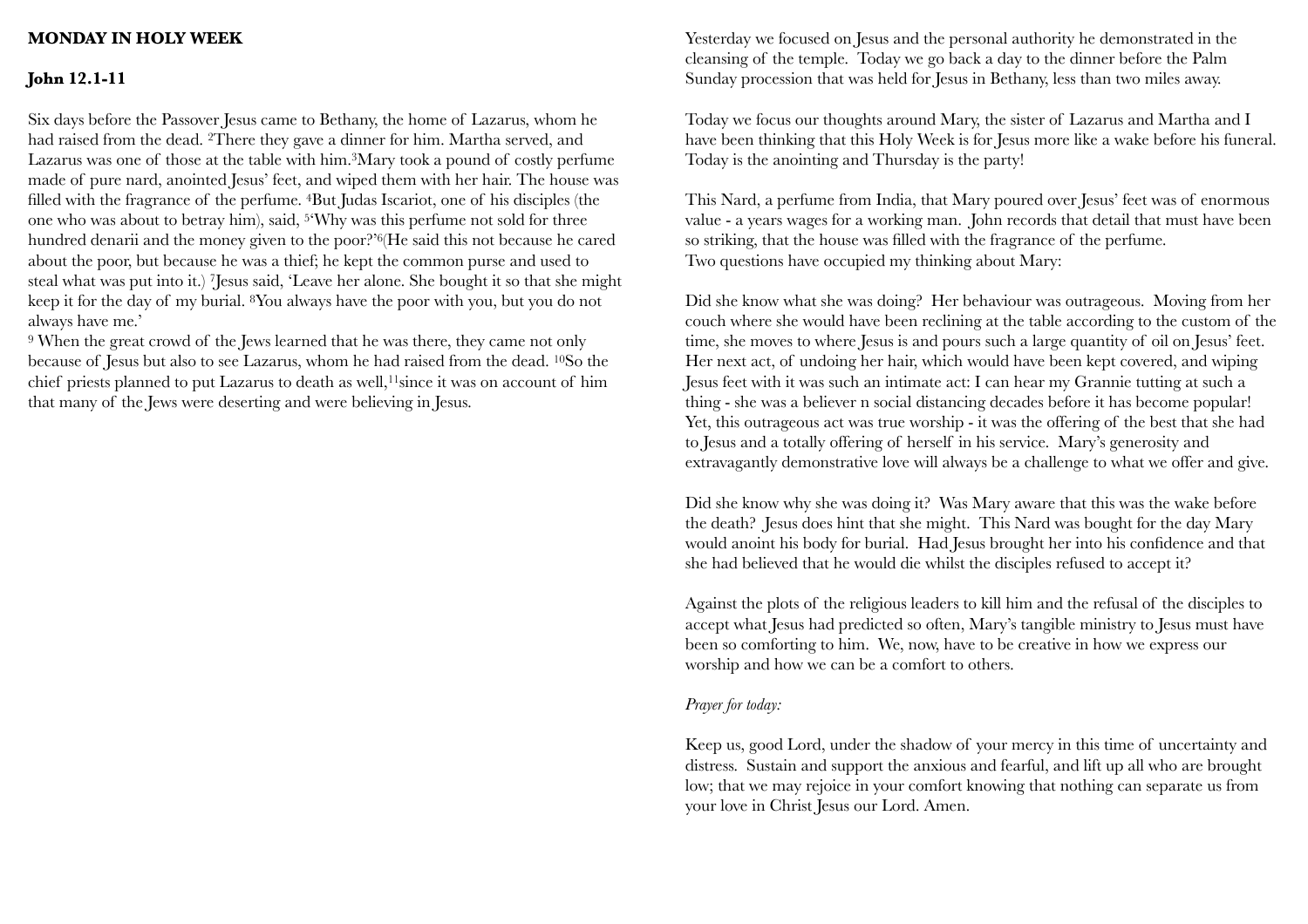**MONDAY IN HOLY WEEK**

**John 12.1-11**

Six days before the Passover Jesus came to Bethany, the home of Lazarus, whom he had raised from the dead. [2]There they gave a dinner for him. Martha served, and Lazarus was one of those at the table with him.[3]Mary took a pound of costly perfume made of pure nard, anointed Jesus' feet, and wiped them with her hair. The house was filled with the fragrance of the perfume. [4]But Judas Iscariot, one of his disciples (the one who was about to betray him), said, [5]'Why was this perfume not sold for three hundred denarii and the money given to the poor?'[6](He said this not because he cared about the poor, but because he was a thief; he kept the common purse and used to steal what was put into it.) [7]Jesus said, 'Leave her alone. She bought it so that she might keep it for the day of my burial. [8]You always have the poor with you, but you do not always have me.'

[9] When the great crowd of the Jews learned that he was there, they came not only because of Jesus but also to see Lazarus, whom he had raised from the dead. [10]So the chief priests planned to put Lazarus to death as well,[11]since it was on account of him that many of the Jews were deserting and were believing in Jesus.

Yesterday we focused on Jesus and the personal authority he demonstrated in the cleansing of the temple. Today we go back a day to the dinner before the Palm Sunday procession that was held for Jesus in Bethany, less than two miles away.

Today we focus our thoughts around Mary, the sister of Lazarus and Martha and I have been thinking that this Holy Week is for Jesus more like a wake before his funeral. Today is the anointing and Thursday is the party!

This Nard, a perfume from India, that Mary poured over Jesus' feet was of enormous value - a years wages for a working man. John records that detail that must have been so striking, that the house was filled with the fragrance of the perfume.
Two questions have occupied my thinking about Mary:

Did she know what she was doing? Her behaviour was outrageous. Moving from her couch where she would have been reclining at the table according to the custom of the time, she moves to where Jesus is and pours such a large quantity of oil on Jesus' feet. Her next act, of undoing her hair, which would have been kept covered, and wiping Jesus feet with it was such an intimate act: I can hear my Grannie tutting at such a thing - she was a believer n social distancing decades before it has become popular! Yet, this outrageous act was true worship - it was the offering of the best that she had to Jesus and a totally offering of herself in his service. Mary's generosity and extravagantly demonstrative love will always be a challenge to what we offer and give.

Did she know why she was doing it? Was Mary aware that this was the wake before the death? Jesus does hint that she might. This Nard was bought for the day Mary would anoint his body for burial. Had Jesus brought her into his confidence and that she had believed that he would die whilst the disciples refused to accept it?

Against the plots of the religious leaders to kill him and the refusal of the disciples to accept what Jesus had predicted so often, Mary's tangible ministry to Jesus must have been so comforting to him. We, now, have to be creative in how we express our worship and how we can be a comfort to others.

*Prayer for today:*

Keep us, good Lord, under the shadow of your mercy in this time of uncertainty and distress. Sustain and support the anxious and fearful, and lift up all who are brought low; that we may rejoice in your comfort knowing that nothing can separate us from your love in Christ Jesus our Lord. Amen.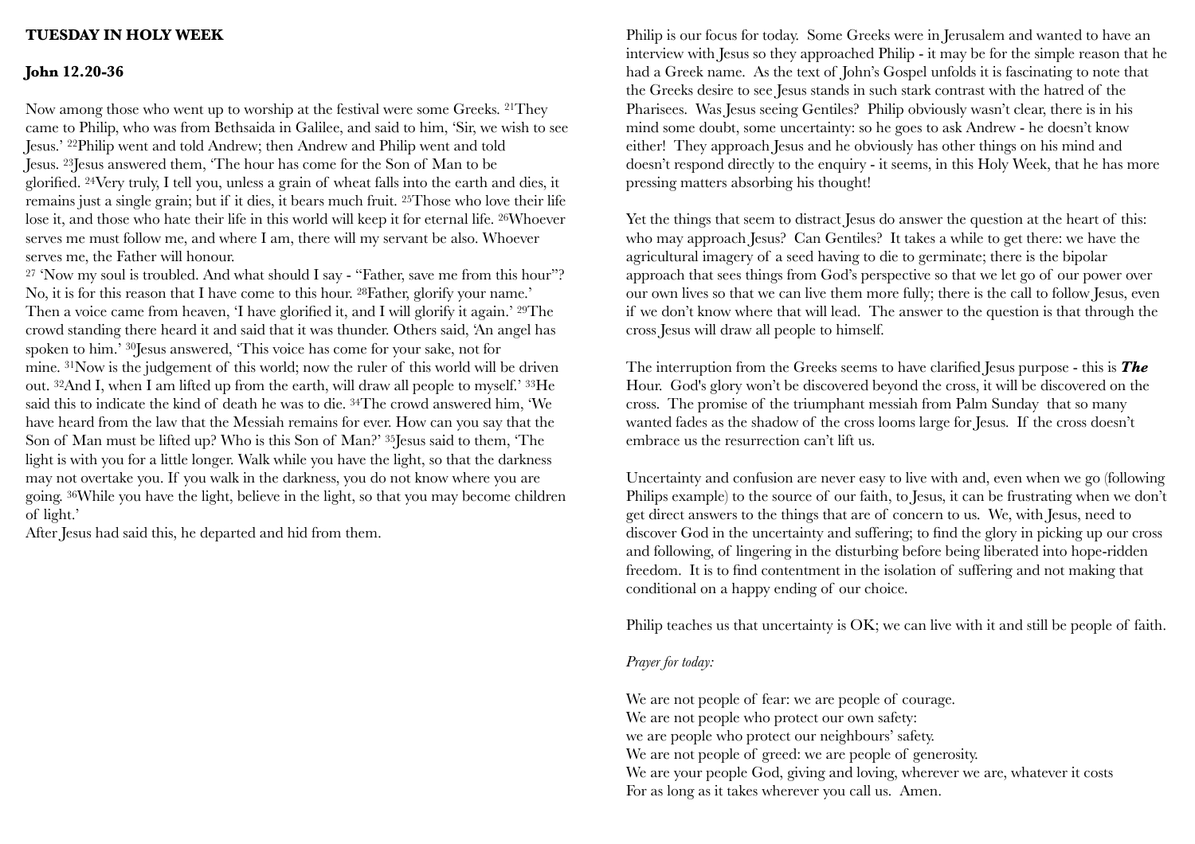**TUESDAY IN HOLY WEEK**

**John 12.20-36**

Now among those who went up to worship at the festival were some Greeks. [21]They came to Philip, who was from Bethsaida in Galilee, and said to him, 'Sir, we wish to see Jesus.' [22]Philip went and told Andrew; then Andrew and Philip went and told Jesus. [23]Jesus answered them, 'The hour has come for the Son of Man to be glorified. [24]Very truly, I tell you, unless a grain of wheat falls into the earth and dies, it remains just a single grain; but if it dies, it bears much fruit. [25]Those who love their life lose it, and those who hate their life in this world will keep it for eternal life. [26]Whoever serves me must follow me, and where I am, there will my servant be also. Whoever serves me, the Father will honour.

[27] 'Now my soul is troubled. And what should I say - "Father, save me from this hour"? No, it is for this reason that I have come to this hour. [28]Father, glorify your name.' Then a voice came from heaven, 'I have glorified it, and I will glorify it again.' [29]The crowd standing there heard it and said that it was thunder. Others said, 'An angel has spoken to him.' [30]Jesus answered, 'This voice has come for your sake, not for mine. [31]Now is the judgement of this world; now the ruler of this world will be driven out. [32]And I, when I am lifted up from the earth, will draw all people to myself.' [33]He said this to indicate the kind of death he was to die. [34]The crowd answered him, 'We have heard from the law that the Messiah remains for ever. How can you say that the Son of Man must be lifted up? Who is this Son of Man?' [35]Jesus said to them, 'The light is with you for a little longer. Walk while you have the light, so that the darkness may not overtake you. If you walk in the darkness, you do not know where you are going. [36]While you have the light, believe in the light, so that you may become children of light.'

After Jesus had said this, he departed and hid from them.

Philip is our focus for today. Some Greeks were in Jerusalem and wanted to have an interview with Jesus so they approached Philip - it may be for the simple reason that he had a Greek name. As the text of John's Gospel unfolds it is fascinating to note that the Greeks desire to see Jesus stands in such stark contrast with the hatred of the Pharisees. Was Jesus seeing Gentiles? Philip obviously wasn't clear, there is in his mind some doubt, some uncertainty: so he goes to ask Andrew - he doesn't know either! They approach Jesus and he obviously has other things on his mind and doesn't respond directly to the enquiry - it seems, in this Holy Week, that he has more pressing matters absorbing his thought!

Yet the things that seem to distract Jesus do answer the question at the heart of this: who may approach Jesus? Can Gentiles? It takes a while to get there: we have the agricultural imagery of a seed having to die to germinate; there is the bipolar approach that sees things from God's perspective so that we let go of our power over our own lives so that we can live them more fully; there is the call to follow Jesus, even if we don't know where that will lead. The answer to the question is that through the cross Jesus will draw all people to himself.

The interruption from the Greeks seems to have clarified Jesus purpose - this is ***The*** Hour. God's glory won't be discovered beyond the cross, it will be discovered on the cross. The promise of the triumphant messiah from Palm Sunday that so many wanted fades as the shadow of the cross looms large for Jesus. If the cross doesn't embrace us the resurrection can't lift us.

Uncertainty and confusion are never easy to live with and, even when we go (following Philips example) to the source of our faith, to Jesus, it can be frustrating when we don't get direct answers to the things that are of concern to us. We, with Jesus, need to discover God in the uncertainty and suffering; to find the glory in picking up our cross and following, of lingering in the disturbing before being liberated into hope-ridden freedom. It is to find contentment in the isolation of suffering and not making that conditional on a happy ending of our choice.

Philip teaches us that uncertainty is OK; we can live with it and still be people of faith.

*Prayer for today:*

We are not people of fear: we are people of courage.
We are not people who protect our own safety:
we are people who protect our neighbours' safety.
We are not people of greed: we are people of generosity.
We are your people God, giving and loving, wherever we are, whatever it costs
For as long as it takes wherever you call us. Amen.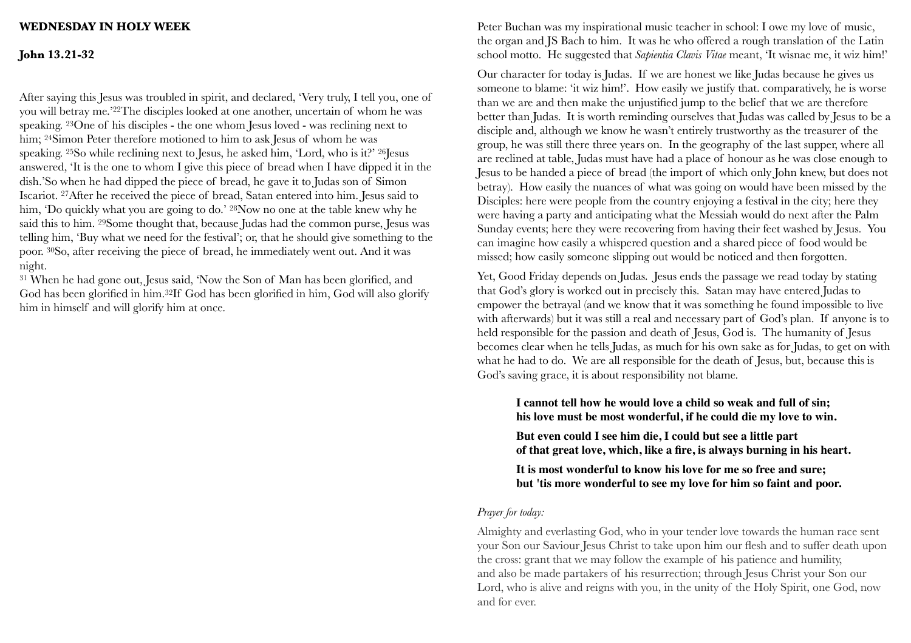**WEDNESDAY IN HOLY WEEK**

**John 13.21-32**

After saying this Jesus was troubled in spirit, and declared, 'Very truly, I tell you, one of you will betray me.'[22]The disciples looked at one another, uncertain of whom he was speaking. [23]One of his disciples - the one whom Jesus loved - was reclining next to him; [24]Simon Peter therefore motioned to him to ask Jesus of whom he was speaking. [25]So while reclining next to Jesus, he asked him, 'Lord, who is it?' [26]Jesus answered, 'It is the one to whom I give this piece of bread when I have dipped it in the dish.'So when he had dipped the piece of bread, he gave it to Judas son of Simon Iscariot. [27]After he received the piece of bread, Satan entered into him. Jesus said to him, 'Do quickly what you are going to do.' [28]Now no one at the table knew why he said this to him. [29]Some thought that, because Judas had the common purse, Jesus was telling him, 'Buy what we need for the festival'; or, that he should give something to the poor. [30]So, after receiving the piece of bread, he immediately went out. And it was night.

[31] When he had gone out, Jesus said, 'Now the Son of Man has been glorified, and God has been glorified in him.[32]If God has been glorified in him, God will also glorify him in himself and will glorify him at once.

Peter Buchan was my inspirational music teacher in school: I owe my love of music, the organ and JS Bach to him. It was he who offered a rough translation of the Latin school motto. He suggested that *Sapientia Clavis Vitae* meant, 'It wisnae me, it wiz him!'

Our character for today is Judas. If we are honest we like Judas because he gives us someone to blame: 'it wiz him!'. How easily we justify that. comparatively, he is worse than we are and then make the unjustified jump to the belief that we are therefore better than Judas. It is worth reminding ourselves that Judas was called by Jesus to be a disciple and, although we know he wasn't entirely trustworthy as the treasurer of the group, he was still there three years on. In the geography of the last supper, where all are reclined at table, Judas must have had a place of honour as he was close enough to Jesus to be handed a piece of bread (the import of which only John knew, but does not betray). How easily the nuances of what was going on would have been missed by the Disciples: here were people from the country enjoying a festival in the city; here they were having a party and anticipating what the Messiah would do next after the Palm Sunday events; here they were recovering from having their feet washed by Jesus. You can imagine how easily a whispered question and a shared piece of food would be missed; how easily someone slipping out would be noticed and then forgotten.

Yet, Good Friday depends on Judas. Jesus ends the passage we read today by stating that God's glory is worked out in precisely this. Satan may have entered Judas to empower the betrayal (and we know that it was something he found impossible to live with afterwards) but it was still a real and necessary part of God's plan. If anyone is to held responsible for the passion and death of Jesus, God is. The humanity of Jesus becomes clear when he tells Judas, as much for his own sake as for Judas, to get on with what he had to do. We are all responsible for the death of Jesus, but, because this is God's saving grace, it is about responsibility not blame.

> **I cannot tell how he would love a child so weak and full of sin;**
> **his love must be most wonderful, if he could die my love to win.**
>
> **But even could I see him die, I could but see a little part**
> **of that great love, which, like a fire, is always burning in his heart.**
>
> **It is most wonderful to know his love for me so free and sure;**
> **but 'tis more wonderful to see my love for him so faint and poor.**

*Prayer for today:*

Almighty and everlasting God, who in your tender love towards the human race sent your Son our Saviour Jesus Christ to take upon him our flesh and to suffer death upon the cross: grant that we may follow the example of his patience and humility, and also be made partakers of his resurrection; through Jesus Christ your Son our Lord, who is alive and reigns with you, in the unity of the Holy Spirit, one God, now and for ever.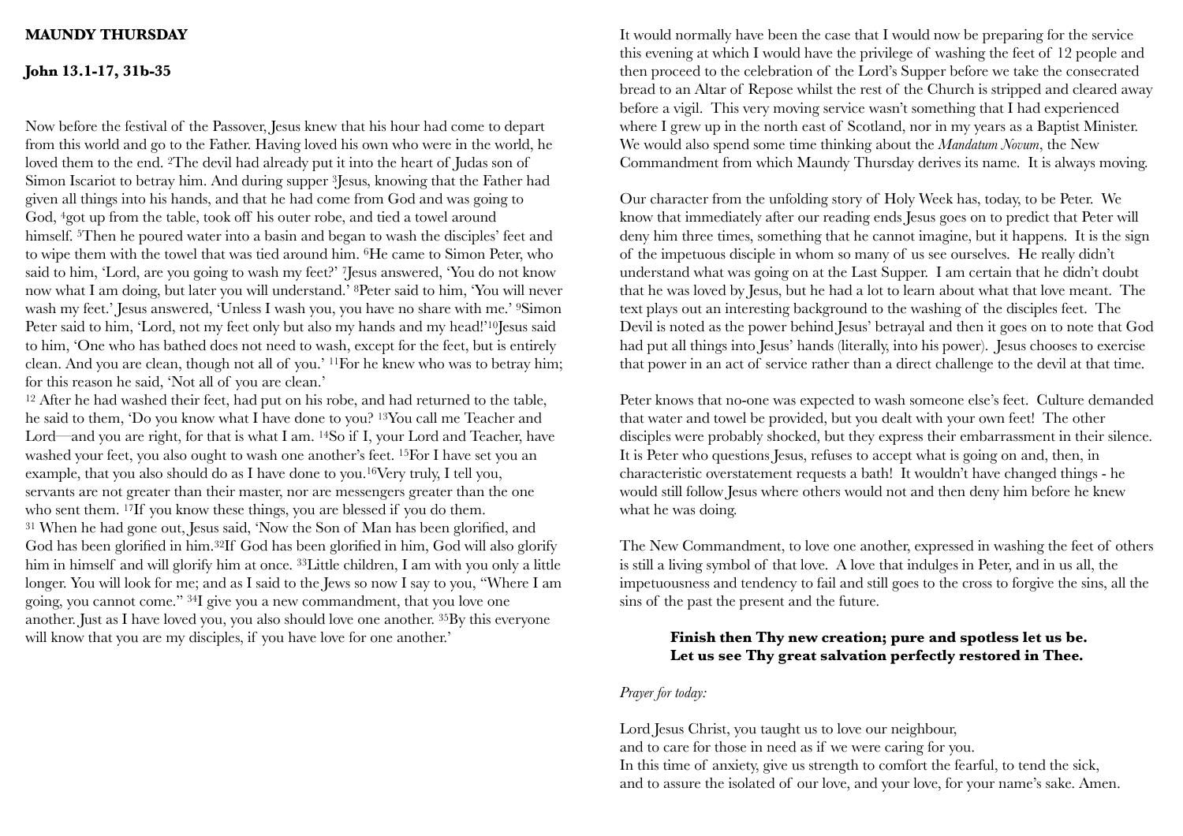**MAUNDY THURSDAY**

**John 13.1-17, 31b-35**

Now before the festival of the Passover, Jesus knew that his hour had come to depart from this world and go to the Father. Having loved his own who were in the world, he loved them to the end. [2]The devil had already put it into the heart of Judas son of Simon Iscariot to betray him. And during supper [3]Jesus, knowing that the Father had given all things into his hands, and that he had come from God and was going to God, [4]got up from the table, took off his outer robe, and tied a towel around himself. [5]Then he poured water into a basin and began to wash the disciples' feet and to wipe them with the towel that was tied around him. [6]He came to Simon Peter, who said to him, 'Lord, are you going to wash my feet?' [7]Jesus answered, 'You do not know now what I am doing, but later you will understand.' [8]Peter said to him, 'You will never wash my feet.' Jesus answered, 'Unless I wash you, you have no share with me.' [9]Simon Peter said to him, 'Lord, not my feet only but also my hands and my head!'[10]Jesus said to him, 'One who has bathed does not need to wash, except for the feet, but is entirely clean. And you are clean, though not all of you.' [11]For he knew who was to betray him; for this reason he said, 'Not all of you are clean.'
[12] After he had washed their feet, had put on his robe, and had returned to the table, he said to them, 'Do you know what I have done to you? [13]You call me Teacher and Lord—and you are right, for that is what I am. [14]So if I, your Lord and Teacher, have washed your feet, you also ought to wash one another's feet. [15]For I have set you an example, that you also should do as I have done to you.[16]Very truly, I tell you, servants are not greater than their master, nor are messengers greater than the one who sent them. [17]If you know these things, you are blessed if you do them.
[31] When he had gone out, Jesus said, 'Now the Son of Man has been glorified, and God has been glorified in him.[32]If God has been glorified in him, God will also glorify him in himself and will glorify him at once. [33]Little children, I am with you only a little longer. You will look for me; and as I said to the Jews so now I say to you, "Where I am going, you cannot come." [34]I give you a new commandment, that you love one another. Just as I have loved you, you also should love one another. [35]By this everyone will know that you are my disciples, if you have love for one another.'

It would normally have been the case that I would now be preparing for the service this evening at which I would have the privilege of washing the feet of 12 people and then proceed to the celebration of the Lord's Supper before we take the consecrated bread to an Altar of Repose whilst the rest of the Church is stripped and cleared away before a vigil. This very moving service wasn't something that I had experienced where I grew up in the north east of Scotland, nor in my years as a Baptist Minister. We would also spend some time thinking about the *Mandatum Novum*, the New Commandment from which Maundy Thursday derives its name. It is always moving.

Our character from the unfolding story of Holy Week has, today, to be Peter. We know that immediately after our reading ends Jesus goes on to predict that Peter will deny him three times, something that he cannot imagine, but it happens. It is the sign of the impetuous disciple in whom so many of us see ourselves. He really didn't understand what was going on at the Last Supper. I am certain that he didn't doubt that he was loved by Jesus, but he had a lot to learn about what that love meant. The text plays out an interesting background to the washing of the disciples feet. The Devil is noted as the power behind Jesus' betrayal and then it goes on to note that God had put all things into Jesus' hands (literally, into his power). Jesus chooses to exercise that power in an act of service rather than a direct challenge to the devil at that time.

Peter knows that no-one was expected to wash someone else's feet. Culture demanded that water and towel be provided, but you dealt with your own feet! The other disciples were probably shocked, but they express their embarrassment in their silence. It is Peter who questions Jesus, refuses to accept what is going on and, then, in characteristic overstatement requests a bath! It wouldn't have changed things - he would still follow Jesus where others would not and then deny him before he knew what he was doing.

The New Commandment, to love one another, expressed in washing the feet of others is still a living symbol of that love. A love that indulges in Peter, and in us all, the impetuousness and tendency to fail and still goes to the cross to forgive the sins, all the sins of the past the present and the future.

> **Finish then Thy new creation; pure and spotless let us be.**
> **Let us see Thy great salvation perfectly restored in Thee.**

*Prayer for today:*

Lord Jesus Christ, you taught us to love our neighbour,
and to care for those in need as if we were caring for you.
In this time of anxiety, give us strength to comfort the fearful, to tend the sick,
and to assure the isolated of our love, and your love, for your name's sake. Amen.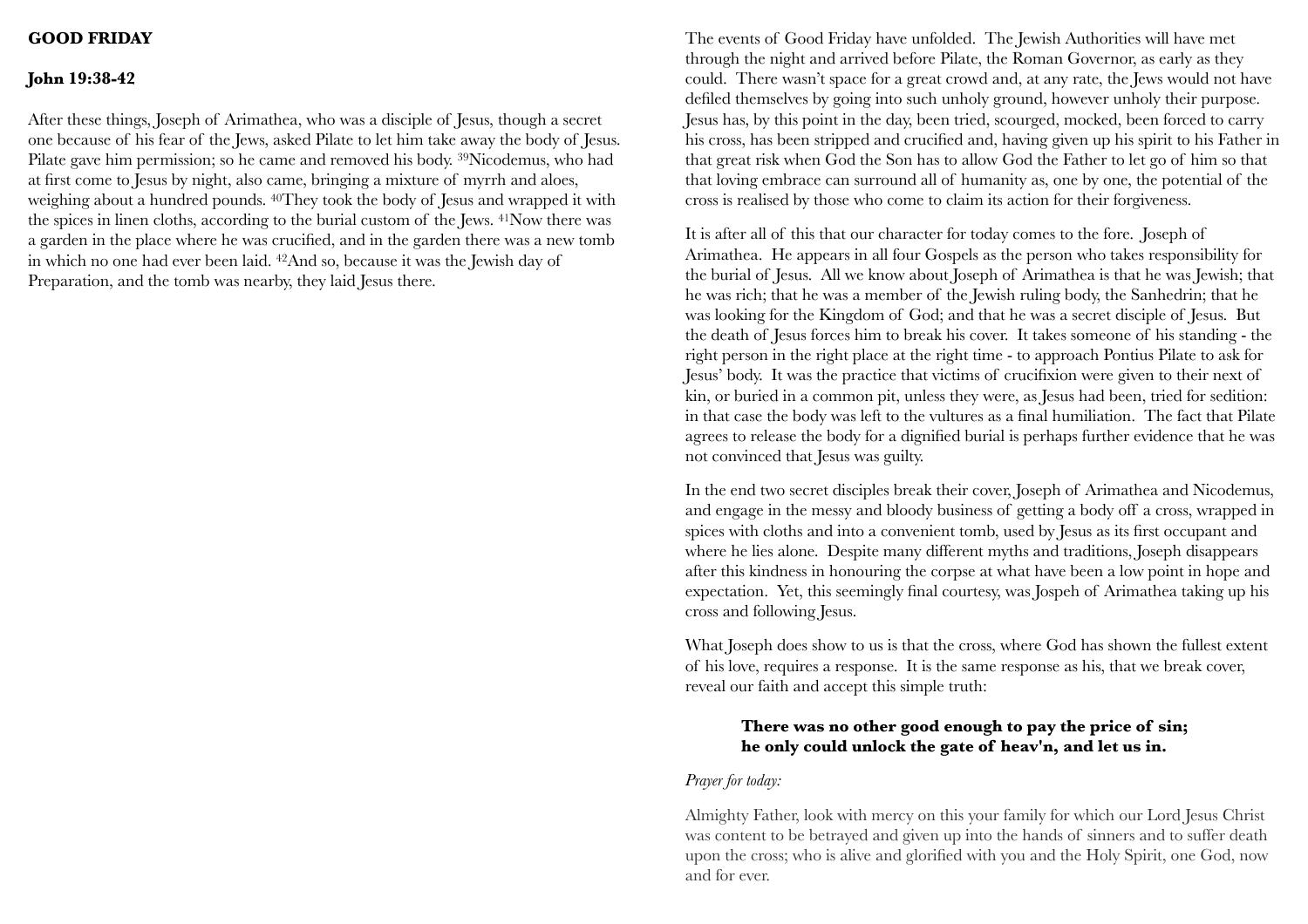**GOOD FRIDAY**

**John 19:38-42**

After these things, Joseph of Arimathea, who was a disciple of Jesus, though a secret one because of his fear of the Jews, asked Pilate to let him take away the body of Jesus. Pilate gave him permission; so he came and removed his body. [39]Nicodemus, who had at first come to Jesus by night, also came, bringing a mixture of myrrh and aloes, weighing about a hundred pounds. [40]They took the body of Jesus and wrapped it with the spices in linen cloths, according to the burial custom of the Jews. [41]Now there was a garden in the place where he was crucified, and in the garden there was a new tomb in which no one had ever been laid. [42]And so, because it was the Jewish day of Preparation, and the tomb was nearby, they laid Jesus there.

The events of Good Friday have unfolded. The Jewish Authorities will have met through the night and arrived before Pilate, the Roman Governor, as early as they could. There wasn't space for a great crowd and, at any rate, the Jews would not have defiled themselves by going into such unholy ground, however unholy their purpose. Jesus has, by this point in the day, been tried, scourged, mocked, been forced to carry his cross, has been stripped and crucified and, having given up his spirit to his Father in that great risk when God the Son has to allow God the Father to let go of him so that that loving embrace can surround all of humanity as, one by one, the potential of the cross is realised by those who come to claim its action for their forgiveness.

It is after all of this that our character for today comes to the fore. Joseph of Arimathea. He appears in all four Gospels as the person who takes responsibility for the burial of Jesus. All we know about Joseph of Arimathea is that he was Jewish; that he was rich; that he was a member of the Jewish ruling body, the Sanhedrin; that he was looking for the Kingdom of God; and that he was a secret disciple of Jesus. But the death of Jesus forces him to break his cover. It takes someone of his standing - the right person in the right place at the right time - to approach Pontius Pilate to ask for Jesus' body. It was the practice that victims of crucifixion were given to their next of kin, or buried in a common pit, unless they were, as Jesus had been, tried for sedition: in that case the body was left to the vultures as a final humiliation. The fact that Pilate agrees to release the body for a dignified burial is perhaps further evidence that he was not convinced that Jesus was guilty.

In the end two secret disciples break their cover, Joseph of Arimathea and Nicodemus, and engage in the messy and bloody business of getting a body off a cross, wrapped in spices with cloths and into a convenient tomb, used by Jesus as its first occupant and where he lies alone. Despite many different myths and traditions, Joseph disappears after this kindness in honouring the corpse at what have been a low point in hope and expectation. Yet, this seemingly final courtesy, was Jospeh of Arimathea taking up his cross and following Jesus.

What Joseph does show to us is that the cross, where God has shown the fullest extent of his love, requires a response. It is the same response as his, that we break cover, reveal our faith and accept this simple truth:

> **There was no other good enough to pay the price of sin;**
> **he only could unlock the gate of heav'n, and let us in.**

*Prayer for today:*

Almighty Father, look with mercy on this your family for which our Lord Jesus Christ was content to be betrayed and given up into the hands of sinners and to suffer death upon the cross; who is alive and glorified with you and the Holy Spirit, one God, now and for ever.